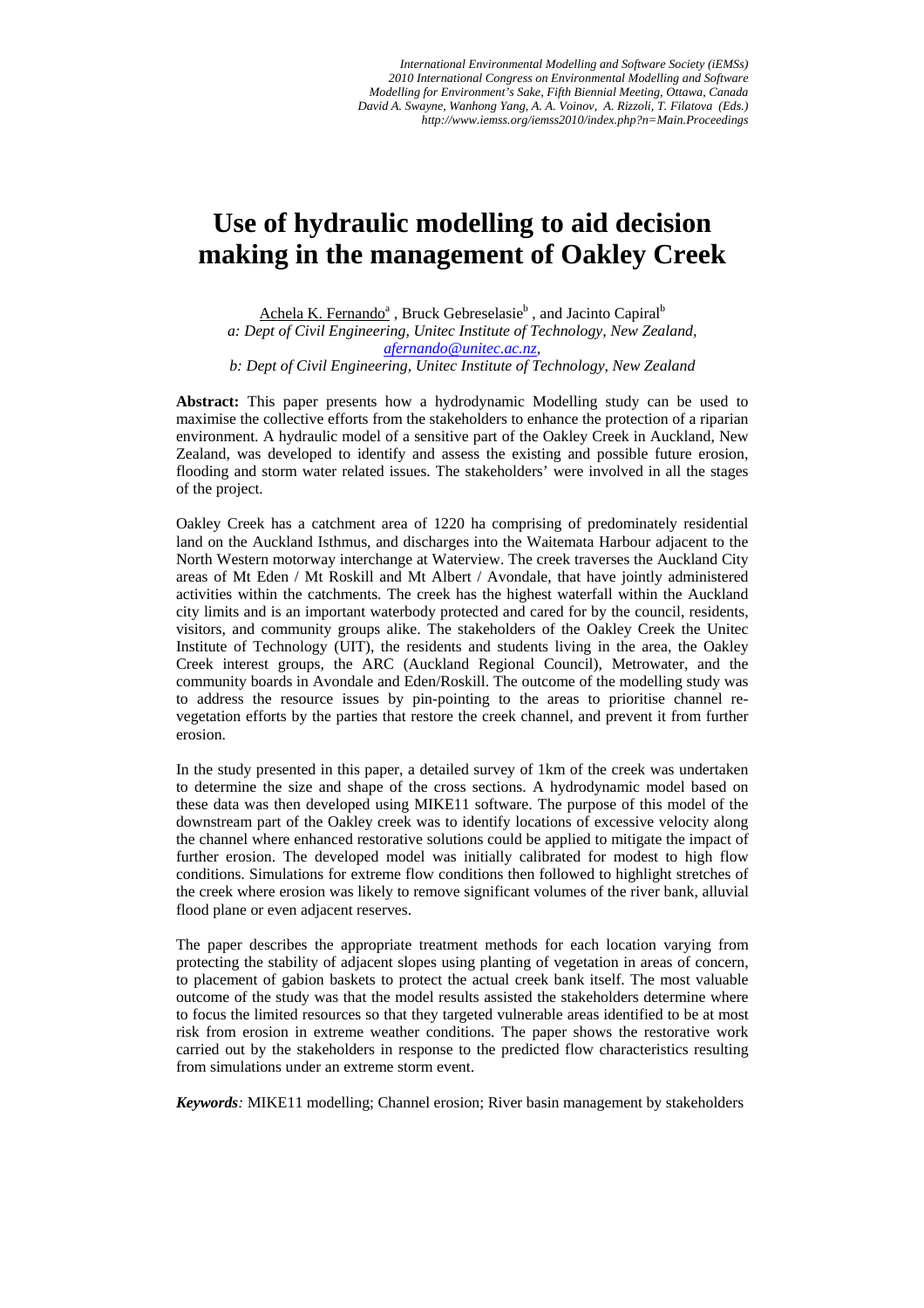# Use of hydraulic modelling to aid decision making in the management of Oakley Creek

Achela K. Fernando[a], Bruck Gebreselasie[b], and Jacinto Capiral[b]

*a: Dept of Civil Engineering, Unitec Institute of Technology, New Zealand, afernando@unitec.ac.nz,*

*b: Dept of Civil Engineering, Unitec Institute of Technology, New Zealand*

**Abstract:** This paper presents how a hydrodynamic Modelling study can be used to maximise the collective efforts from the stakeholders to enhance the protection of a riparian environment. A hydraulic model of a sensitive part of the Oakley Creek in Auckland, New Zealand, was developed to identify and assess the existing and possible future erosion, flooding and storm water related issues. The stakeholders' were involved in all the stages of the project.

Oakley Creek has a catchment area of 1220 ha comprising of predominately residential land on the Auckland Isthmus, and discharges into the Waitemata Harbour adjacent to the North Western motorway interchange at Waterview. The creek traverses the Auckland City areas of Mt Eden / Mt Roskill and Mt Albert / Avondale, that have jointly administered activities within the catchments. The creek has the highest waterfall within the Auckland city limits and is an important waterbody protected and cared for by the council, residents, visitors, and community groups alike. The stakeholders of the Oakley Creek the Unitec Institute of Technology (UIT), the residents and students living in the area, the Oakley Creek interest groups, the ARC (Auckland Regional Council), Metrowater, and the community boards in Avondale and Eden/Roskill. The outcome of the modelling study was to address the resource issues by pin-pointing to the areas to prioritise channel re-vegetation efforts by the parties that restore the creek channel, and prevent it from further erosion.

In the study presented in this paper, a detailed survey of 1km of the creek was undertaken to determine the size and shape of the cross sections. A hydrodynamic model based on these data was then developed using MIKE11 software. The purpose of this model of the downstream part of the Oakley creek was to identify locations of excessive velocity along the channel where enhanced restorative solutions could be applied to mitigate the impact of further erosion. The developed model was initially calibrated for modest to high flow conditions. Simulations for extreme flow conditions then followed to highlight stretches of the creek where erosion was likely to remove significant volumes of the river bank, alluvial flood plane or even adjacent reserves.

The paper describes the appropriate treatment methods for each location varying from protecting the stability of adjacent slopes using planting of vegetation in areas of concern, to placement of gabion baskets to protect the actual creek bank itself. The most valuable outcome of the study was that the model results assisted the stakeholders determine where to focus the limited resources so that they targeted vulnerable areas identified to be at most risk from erosion in extreme weather conditions. The paper shows the restorative work carried out by the stakeholders in response to the predicted flow characteristics resulting from simulations under an extreme storm event.

***Keywords**:* MIKE11 modelling; Channel erosion; River basin management by stakeholders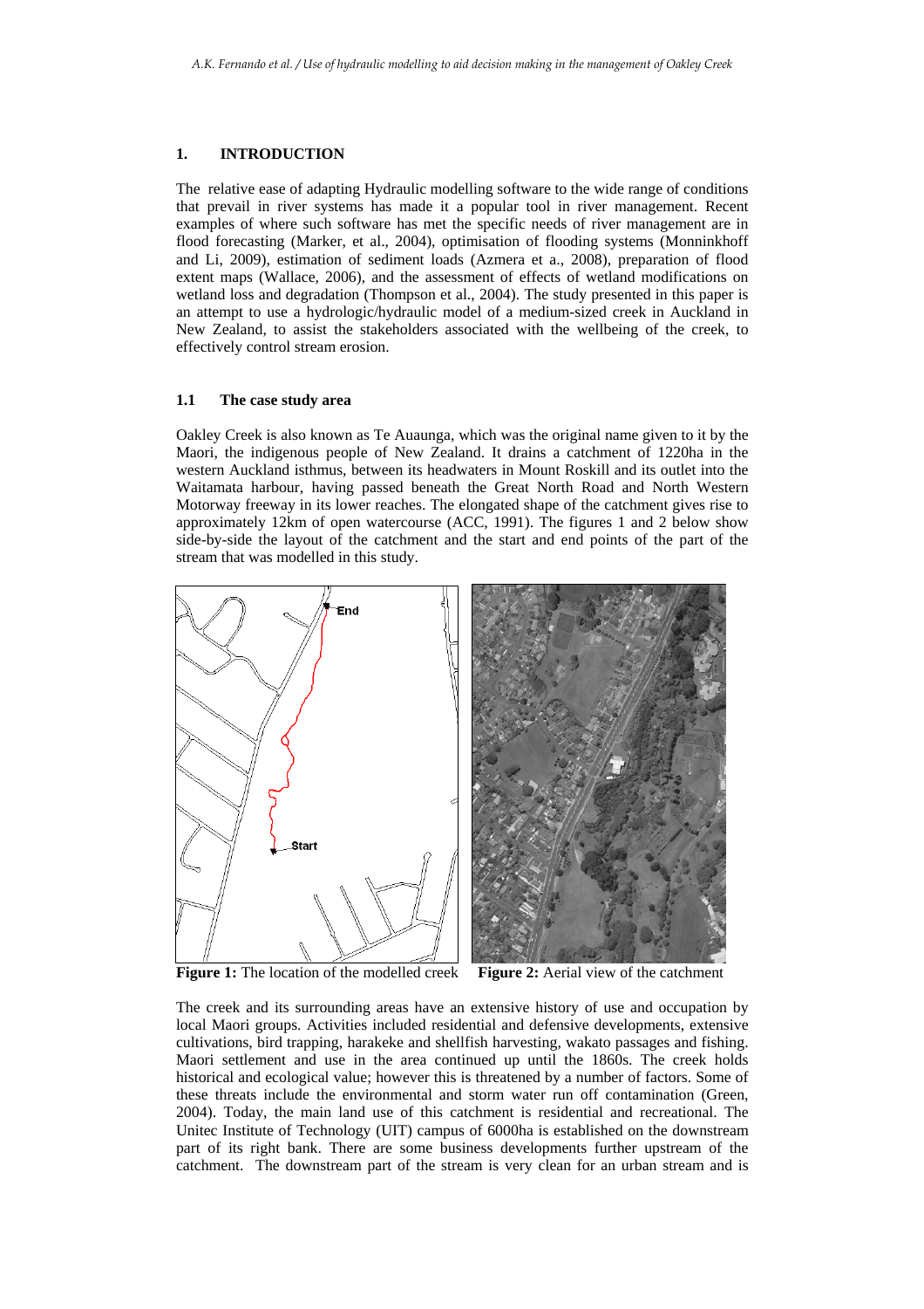## 1. INTRODUCTION

The relative ease of adapting Hydraulic modelling software to the wide range of conditions that prevail in river systems has made it a popular tool in river management. Recent examples of where such software has met the specific needs of river management are in flood forecasting (Marker, et al., 2004), optimisation of flooding systems (Monninkhoff and Li, 2009), estimation of sediment loads (Azmera et a., 2008), preparation of flood extent maps (Wallace, 2006), and the assessment of effects of wetland modifications on wetland loss and degradation (Thompson et al., 2004). The study presented in this paper is an attempt to use a hydrologic/hydraulic model of a medium-sized creek in Auckland in New Zealand, to assist the stakeholders associated with the wellbeing of the creek, to effectively control stream erosion.

### 1.1 The case study area

Oakley Creek is also known as Te Auaunga, which was the original name given to it by the Maori, the indigenous people of New Zealand. It drains a catchment of 1220ha in the western Auckland isthmus, between its headwaters in Mount Roskill and its outlet into the Waitamata harbour, having passed beneath the Great North Road and North Western Motorway freeway in its lower reaches. The elongated shape of the catchment gives rise to approximately 12km of open watercourse (ACC, 1991). The figures 1 and 2 below show side-by-side the layout of the catchment and the start and end points of the part of the stream that was modelled in this study.

**Figure 1:** The location of the modelled creek **Figure 2:** Aerial view of the catchment

The creek and its surrounding areas have an extensive history of use and occupation by local Maori groups. Activities included residential and defensive developments, extensive cultivations, bird trapping, harakeke and shellfish harvesting, wakato passages and fishing. Maori settlement and use in the area continued up until the 1860s. The creek holds historical and ecological value; however this is threatened by a number of factors. Some of these threats include the environmental and storm water run off contamination (Green, 2004). Today, the main land use of this catchment is residential and recreational. The Unitec Institute of Technology (UIT) campus of 6000ha is established on the downstream part of its right bank. There are some business developments further upstream of the catchment. The downstream part of the stream is very clean for an urban stream and is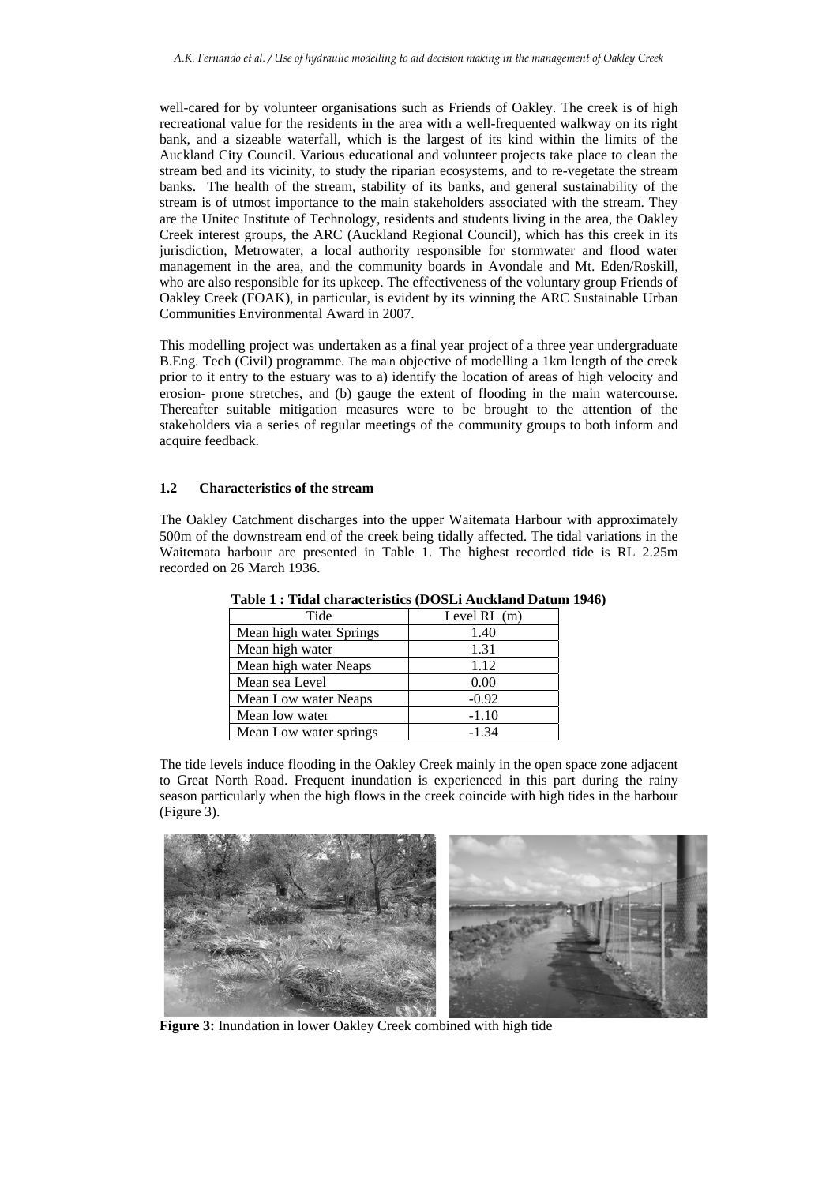well-cared for by volunteer organisations such as Friends of Oakley. The creek is of high recreational value for the residents in the area with a well-frequented walkway on its right bank, and a sizeable waterfall, which is the largest of its kind within the limits of the Auckland City Council. Various educational and volunteer projects take place to clean the stream bed and its vicinity, to study the riparian ecosystems, and to re-vegetate the stream banks. The health of the stream, stability of its banks, and general sustainability of the stream is of utmost importance to the main stakeholders associated with the stream. They are the Unitec Institute of Technology, residents and students living in the area, the Oakley Creek interest groups, the ARC (Auckland Regional Council), which has this creek in its jurisdiction, Metrowater, a local authority responsible for stormwater and flood water management in the area, and the community boards in Avondale and Mt. Eden/Roskill, who are also responsible for its upkeep. The effectiveness of the voluntary group Friends of Oakley Creek (FOAK), in particular, is evident by its winning the ARC Sustainable Urban Communities Environmental Award in 2007.

This modelling project was undertaken as a final year project of a three year undergraduate B.Eng. Tech (Civil) programme. The main objective of modelling a 1km length of the creek prior to it entry to the estuary was to a) identify the location of areas of high velocity and erosion- prone stretches, and (b) gauge the extent of flooding in the main watercourse. Thereafter suitable mitigation measures were to be brought to the attention of the stakeholders via a series of regular meetings of the community groups to both inform and acquire feedback.

### 1.2 Characteristics of the stream

The Oakley Catchment discharges into the upper Waitemata Harbour with approximately 500m of the downstream end of the creek being tidally affected. The tidal variations in the Waitemata harbour are presented in Table 1. The highest recorded tide is RL 2.25m recorded on 26 March 1936.

**Table 1 : Tidal characteristics (DOSLi Auckland Datum 1946)**

| Tide | Level RL (m) |
|---|---|
| Mean high water Springs | 1.40 |
| Mean high water | 1.31 |
| Mean high water Neaps | 1.12 |
| Mean sea Level | 0.00 |
| Mean Low water Neaps | -0.92 |
| Mean low water | -1.10 |
| Mean Low water springs | -1.34 |

The tide levels induce flooding in the Oakley Creek mainly in the open space zone adjacent to Great North Road. Frequent inundation is experienced in this part during the rainy season particularly when the high flows in the creek coincide with high tides in the harbour (Figure 3).

**Figure 3:** Inundation in lower Oakley Creek combined with high tide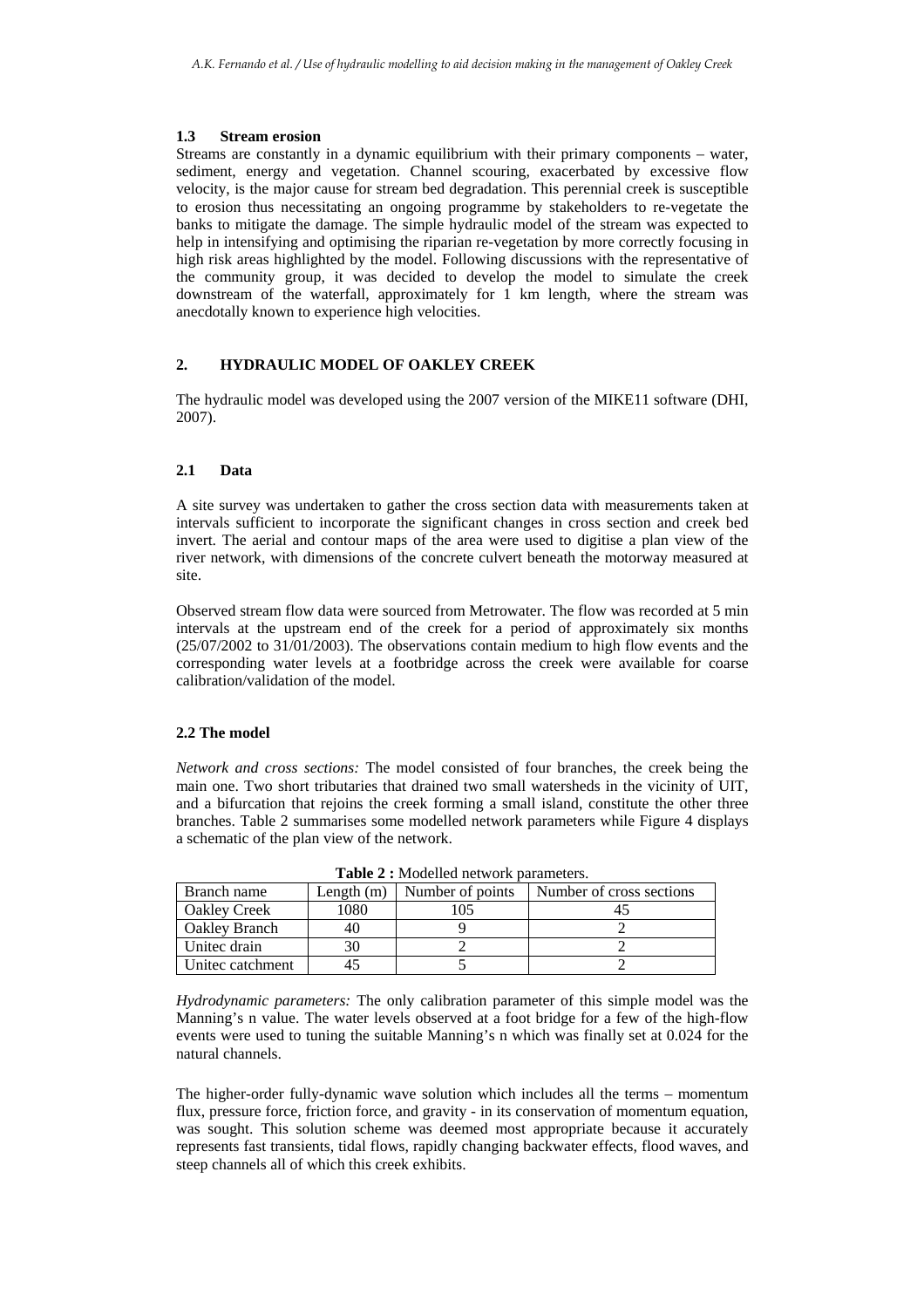### 1.3 Stream erosion

Streams are constantly in a dynamic equilibrium with their primary components – water, sediment, energy and vegetation. Channel scouring, exacerbated by excessive flow velocity, is the major cause for stream bed degradation. This perennial creek is susceptible to erosion thus necessitating an ongoing programme by stakeholders to re-vegetate the banks to mitigate the damage. The simple hydraulic model of the stream was expected to help in intensifying and optimising the riparian re-vegetation by more correctly focusing in high risk areas highlighted by the model. Following discussions with the representative of the community group, it was decided to develop the model to simulate the creek downstream of the waterfall, approximately for 1 km length, where the stream was anecdotally known to experience high velocities.

## 2. HYDRAULIC MODEL OF OAKLEY CREEK

The hydraulic model was developed using the 2007 version of the MIKE11 software (DHI, 2007).

### 2.1 Data

A site survey was undertaken to gather the cross section data with measurements taken at intervals sufficient to incorporate the significant changes in cross section and creek bed invert. The aerial and contour maps of the area were used to digitise a plan view of the river network, with dimensions of the concrete culvert beneath the motorway measured at site.

Observed stream flow data were sourced from Metrowater. The flow was recorded at 5 min intervals at the upstream end of the creek for a period of approximately six months (25/07/2002 to 31/01/2003). The observations contain medium to high flow events and the corresponding water levels at a footbridge across the creek were available for coarse calibration/validation of the model.

### 2.2 The model

*Network and cross sections:* The model consisted of four branches, the creek being the main one. Two short tributaries that drained two small watersheds in the vicinity of UIT, and a bifurcation that rejoins the creek forming a small island, constitute the other three branches. Table 2 summarises some modelled network parameters while Figure 4 displays a schematic of the plan view of the network.

**Table 2 :** Modelled network parameters.

| Branch name | Length (m) | Number of points | Number of cross sections |
|---|---|---|---|
| Oakley Creek | 1080 | 105 | 45 |
| Oakley Branch | 40 | 9 | 2 |
| Unitec drain | 30 | 2 | 2 |
| Unitec catchment | 45 | 5 | 2 |

*Hydrodynamic parameters:* The only calibration parameter of this simple model was the Manning's n value. The water levels observed at a foot bridge for a few of the high-flow events were used to tuning the suitable Manning's n which was finally set at 0.024 for the natural channels.

The higher-order fully-dynamic wave solution which includes all the terms – momentum flux, pressure force, friction force, and gravity - in its conservation of momentum equation, was sought. This solution scheme was deemed most appropriate because it accurately represents fast transients, tidal flows, rapidly changing backwater effects, flood waves, and steep channels all of which this creek exhibits.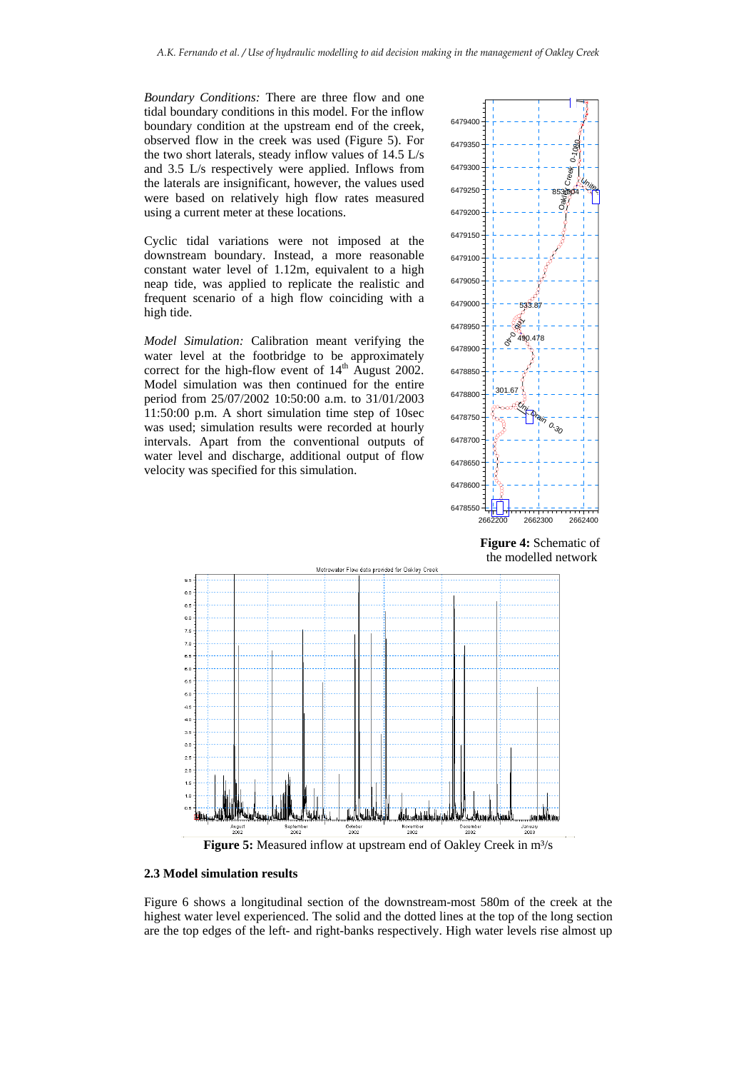*Boundary Conditions:* There are three flow and one tidal boundary conditions in this model. For the inflow boundary condition at the upstream end of the creek, observed flow in the creek was used (Figure 5). For the two short laterals, steady inflow values of 14.5 L/s and 3.5 L/s respectively were applied. Inflows from the laterals are insignificant, however, the values used were based on relatively high flow rates measured using a current meter at these locations.

Cyclic tidal variations were not imposed at the downstream boundary. Instead, a more reasonable constant water level of 1.12m, equivalent to a high neap tide, was applied to replicate the realistic and frequent scenario of a high flow coinciding with a high tide.

*Model Simulation:* Calibration meant verifying the water level at the footbridge to be approximately correct for the high-flow event of 14th August 2002. Model simulation was then continued for the entire period from 25/07/2002 10:50:00 a.m. to 31/01/2003 11:50:00 p.m. A short simulation time step of 10sec was used; simulation results were recorded at hourly intervals. Apart from the conventional outputs of water level and discharge, additional output of flow velocity was specified for this simulation.

**Figure 4:** Schematic of the modelled network

**Figure 5:** Measured inflow at upstream end of Oakley Creek in m³/s

### 2.3 Model simulation results

Figure 6 shows a longitudinal section of the downstream-most 580m of the creek at the highest water level experienced. The solid and the dotted lines at the top of the long section are the top edges of the left- and right-banks respectively. High water levels rise almost up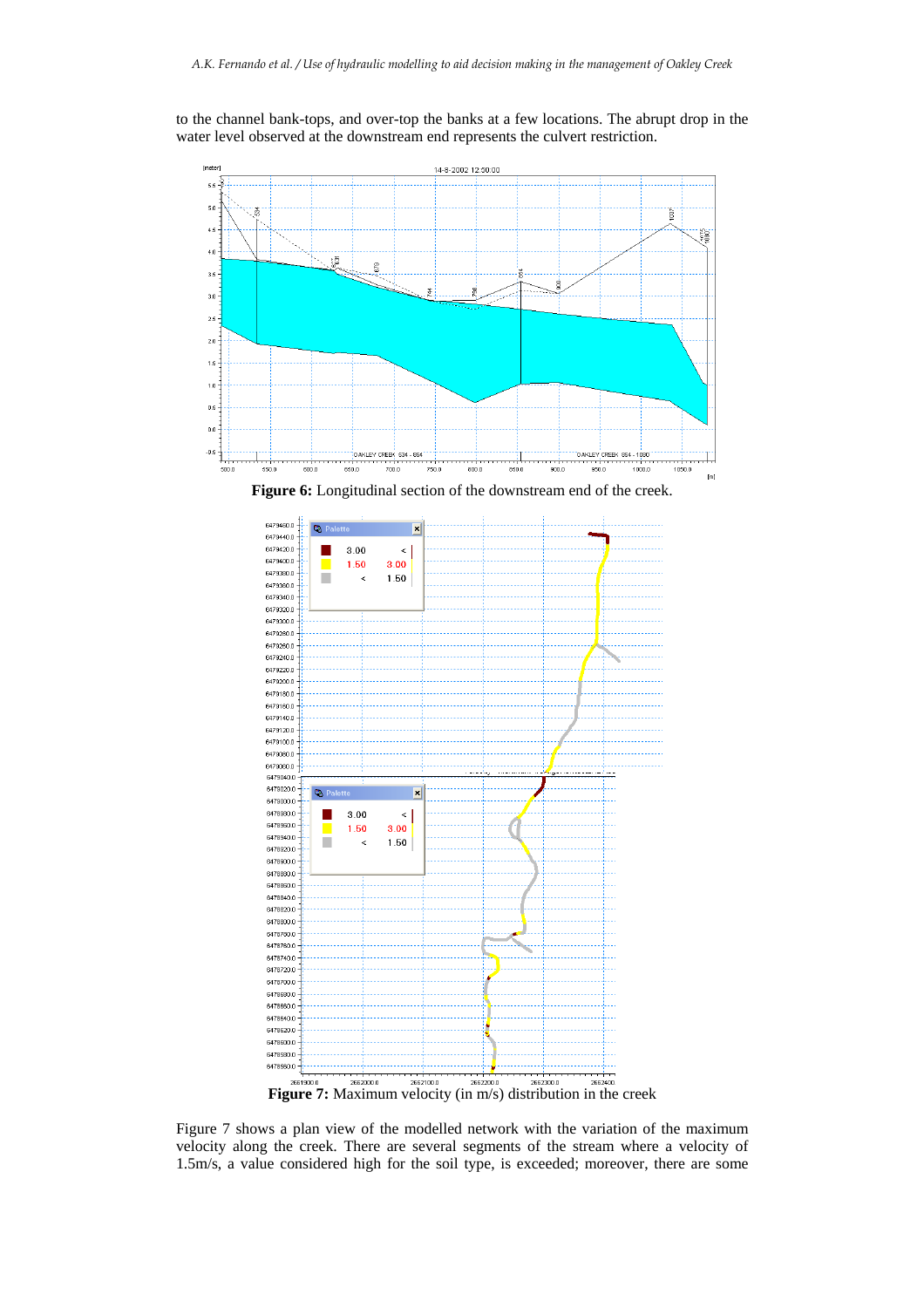to the channel bank-tops, and over-top the banks at a few locations. The abrupt drop in the water level observed at the downstream end represents the culvert restriction.

**Figure 6:** Longitudinal section of the downstream end of the creek.

**Figure 7:** Maximum velocity (in m/s) distribution in the creek

Figure 7 shows a plan view of the modelled network with the variation of the maximum velocity along the creek. There are several segments of the stream where a velocity of 1.5m/s, a value considered high for the soil type, is exceeded; moreover, there are some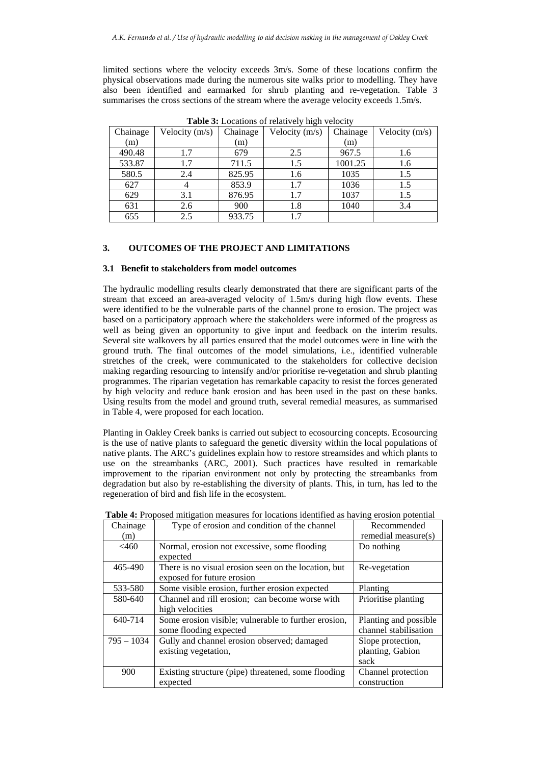limited sections where the velocity exceeds 3m/s. Some of these locations confirm the physical observations made during the numerous site walks prior to modelling. They have also been identified and earmarked for shrub planting and re-vegetation. Table 3 summarises the cross sections of the stream where the average velocity exceeds 1.5m/s.

**Table 3:** Locations of relatively high velocity

| Chainage (m) | Velocity (m/s) | Chainage (m) | Velocity (m/s) | Chainage (m) | Velocity (m/s) |
|---|---|---|---|---|---|
| 490.48 | 1.7 | 679 | 2.5 | 967.5 | 1.6 |
| 533.87 | 1.7 | 711.5 | 1.5 | 1001.25 | 1.6 |
| 580.5 | 2.4 | 825.95 | 1.6 | 1035 | 1.5 |
| 627 | 4 | 853.9 | 1.7 | 1036 | 1.5 |
| 629 | 3.1 | 876.95 | 1.7 | 1037 | 1.5 |
| 631 | 2.6 | 900 | 1.8 | 1040 | 3.4 |
| 655 | 2.5 | 933.75 | 1.7 | | |

## 3. OUTCOMES OF THE PROJECT AND LIMITATIONS

### 3.1 Benefit to stakeholders from model outcomes

The hydraulic modelling results clearly demonstrated that there are significant parts of the stream that exceed an area-averaged velocity of 1.5m/s during high flow events. These were identified to be the vulnerable parts of the channel prone to erosion. The project was based on a participatory approach where the stakeholders were informed of the progress as well as being given an opportunity to give input and feedback on the interim results. Several site walkovers by all parties ensured that the model outcomes were in line with the ground truth. The final outcomes of the model simulations, i.e., identified vulnerable stretches of the creek, were communicated to the stakeholders for collective decision making regarding resourcing to intensify and/or prioritise re-vegetation and shrub planting programmes. The riparian vegetation has remarkable capacity to resist the forces generated by high velocity and reduce bank erosion and has been used in the past on these banks. Using results from the model and ground truth, several remedial measures, as summarised in Table 4, were proposed for each location.

Planting in Oakley Creek banks is carried out subject to ecosourcing concepts. Ecosourcing is the use of native plants to safeguard the genetic diversity within the local populations of native plants. The ARC's guidelines explain how to restore streamsides and which plants to use on the streambanks (ARC, 2001). Such practices have resulted in remarkable improvement to the riparian environment not only by protecting the streambanks from degradation but also by re-establishing the diversity of plants. This, in turn, has led to the regeneration of bird and fish life in the ecosystem.

**Table 4:** Proposed mitigation measures for locations identified as having erosion potential

| Chainage (m) | Type of erosion and condition of the channel | Recommended remedial measure(s) |
|---|---|---|
| <460 | Normal, erosion not excessive, some flooding expected | Do nothing |
| 465-490 | There is no visual erosion seen on the location, but exposed for future erosion | Re-vegetation |
| 533-580 | Some visible erosion, further erosion expected | Planting |
| 580-640 | Channel and rill erosion; can become worse with high velocities | Prioritise planting |
| 640-714 | Some erosion visible; vulnerable to further erosion, some flooding expected | Planting and possible channel stabilisation |
| 795 – 1034 | Gully and channel erosion observed; damaged existing vegetation, | Slope protection, planting, Gabion sack |
| 900 | Existing structure (pipe) threatened, some flooding expected | Channel protection construction |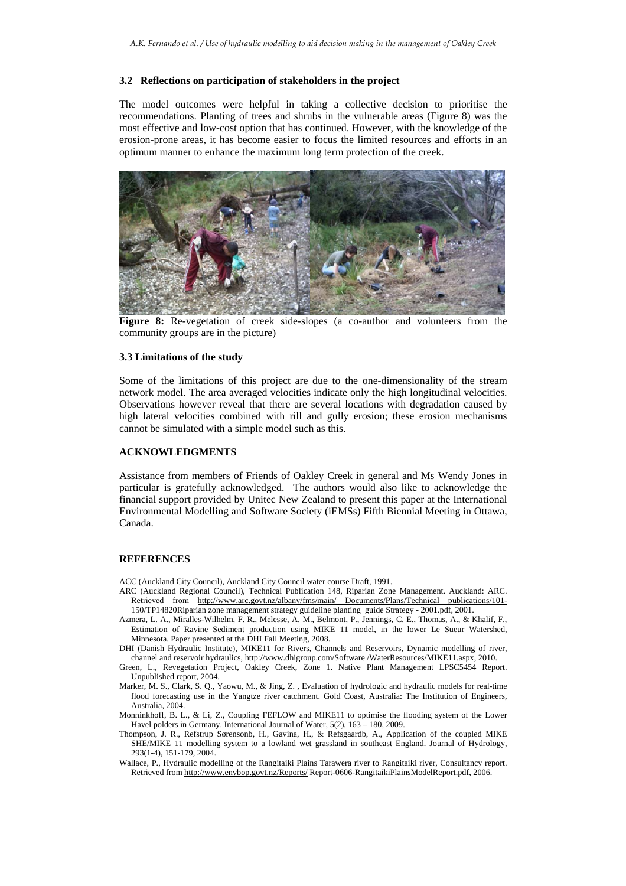### 3.2 Reflections on participation of stakeholders in the project

The model outcomes were helpful in taking a collective decision to prioritise the recommendations. Planting of trees and shrubs in the vulnerable areas (Figure 8) was the most effective and low-cost option that has continued. However, with the knowledge of the erosion-prone areas, it has become easier to focus the limited resources and efforts in an optimum manner to enhance the maximum long term protection of the creek.

**Figure 8:** Re-vegetation of creek side-slopes (a co-author and volunteers from the community groups are in the picture)

### 3.3 Limitations of the study

Some of the limitations of this project are due to the one-dimensionality of the stream network model. The area averaged velocities indicate only the high longitudinal velocities. Observations however reveal that there are several locations with degradation caused by high lateral velocities combined with rill and gully erosion; these erosion mechanisms cannot be simulated with a simple model such as this.

## ACKNOWLEDGMENTS

Assistance from members of Friends of Oakley Creek in general and Ms Wendy Jones in particular is gratefully acknowledged. The authors would also like to acknowledge the financial support provided by Unitec New Zealand to present this paper at the International Environmental Modelling and Software Society (iEMSs) Fifth Biennial Meeting in Ottawa, Canada.

## REFERENCES

ACC (Auckland City Council), Auckland City Council water course Draft, 1991.

ARC (Auckland Regional Council), Technical Publication 148, Riparian Zone Management. Auckland: ARC. Retrieved from http://www.arc.govt.nz/albany/fms/main/ Documents/Plans/Technical publications/101-150/TP14820Riparian zone management strategy guideline planting guide Strategy - 2001.pdf, 2001.

Azmera, L. A., Miralles-Wilhelm, F. R., Melesse, A. M., Belmont, P., Jennings, C. E., Thomas, A., & Khalif, F., Estimation of Ravine Sediment production using MIKE 11 model, in the lower Le Sueur Watershed, Minnesota. Paper presented at the DHI Fall Meeting, 2008.

DHI (Danish Hydraulic Institute), MIKE11 for Rivers, Channels and Reservoirs, Dynamic modelling of river, channel and reservoir hydraulics, http://www.dhigroup.com/Software /WaterResources/MIKE11.aspx, 2010.

Green, L., Revegetation Project, Oakley Creek, Zone 1. Native Plant Management LPSC5454 Report. Unpublished report, 2004.

Marker, M. S., Clark, S. Q., Yaowu, M., & Jing, Z. , Evaluation of hydrologic and hydraulic models for real-time flood forecasting use in the Yangtze river catchment. Gold Coast, Australia: The Institution of Engineers, Australia, 2004.

Monninkhoff, B. L., & Li, Z., Coupling FEFLOW and MIKE11 to optimise the flooding system of the Lower Havel polders in Germany. International Journal of Water, 5(2), 163 – 180, 2009.

Thompson, J. R., Refstrup Sørensonb, H., Gavina, H., & Refsgaardb, A., Application of the coupled MIKE SHE/MIKE 11 modelling system to a lowland wet grassland in southeast England. Journal of Hydrology, 293(1-4), 151-179, 2004.

Wallace, P., Hydraulic modelling of the Rangitaiki Plains Tarawera river to Rangitaiki river, Consultancy report. Retrieved from http://www.envbop.govt.nz/Reports/ Report-0606-RangitaikiPlainsModelReport.pdf, 2006.